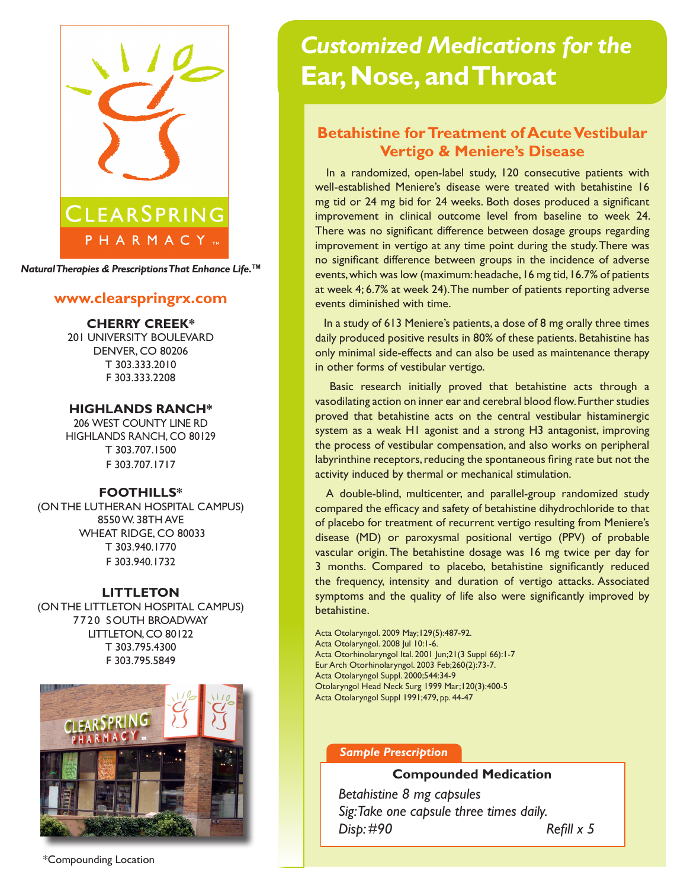CLEARSPRING PHARMACY

*Natural Therapies & Prescriptions That Enhance Life.™*

**www.clearspringrx.com**

**CHERRY CREEK***
201 UNIVERSITY BOULEVARD
DENVER, CO 80206
T 303.333.2010
F 303.333.2208

**HIGHLANDS RANCH***
206 WEST COUNTY LINE RD
HIGHLANDS RANCH, CO 80129
T 303.707.1500
F 303.707.1717

**FOOTHILLS***
(ON THE LUTHERAN HOSPITAL CAMPUS)
8550 W. 38TH AVE
WHEAT RIDGE, CO 80033
T 303.940.1770
F 303.940.1732

**LITTLETON**
(ON THE LITTLETON HOSPITAL CAMPUS)
7720 SOUTH BROADWAY
LITTLETON, CO 80122
T 303.795.4300
F 303.795.5849

*Compounding Location

# *Customized Medications for the* Ear, Nose, and Throat

## Betahistine for Treatment of Acute Vestibular Vertigo & Meniere's Disease

In a randomized, open-label study, 120 consecutive patients with well-established Meniere's disease were treated with betahistine 16 mg tid or 24 mg bid for 24 weeks. Both doses produced a significant improvement in clinical outcome level from baseline to week 24. There was no significant difference between dosage groups regarding improvement in vertigo at any time point during the study. There was no significant difference between groups in the incidence of adverse events, which was low (maximum: headache, 16 mg tid, 16.7% of patients at week 4; 6.7% at week 24). The number of patients reporting adverse events diminished with time.

In a study of 613 Meniere's patients, a dose of 8 mg orally three times daily produced positive results in 80% of these patients. Betahistine has only minimal side-effects and can also be used as maintenance therapy in other forms of vestibular vertigo.

Basic research initially proved that betahistine acts through a vasodilating action on inner ear and cerebral blood flow. Further studies proved that betahistine acts on the central vestibular histaminergic system as a weak H1 agonist and a strong H3 antagonist, improving the process of vestibular compensation, and also works on peripheral labyrinthine receptors, reducing the spontaneous firing rate but not the activity induced by thermal or mechanical stimulation.

A double-blind, multicenter, and parallel-group randomized study compared the efficacy and safety of betahistine dihydrochloride to that of placebo for treatment of recurrent vertigo resulting from Meniere's disease (MD) or paroxysmal positional vertigo (PPV) of probable vascular origin. The betahistine dosage was 16 mg twice per day for 3 months. Compared to placebo, betahistine significantly reduced the frequency, intensity and duration of vertigo attacks. Associated symptoms and the quality of life also were significantly improved by betahistine.

Acta Otolaryngol. 2009 May;129(5):487-92.
Acta Otolaryngol. 2008 Jul 10:1-6.
Acta Otorhinolaryngol Ital. 2001 Jun;21(3 Suppl 66):1-7
Eur Arch Otorhinolaryngol. 2003 Feb;260(2):73-7.
Acta Otolaryngol Suppl. 2000;544:34-9
Otolaryngol Head Neck Surg 1999 Mar;120(3):400-5
Acta Otolaryngol Suppl 1991;479, pp. 44-47

***Sample Prescription***

**Compounded Medication**

*Betahistine 8 mg capsules*
*Sig: Take one capsule three times daily.*
*Disp: #90* *Refill x 5*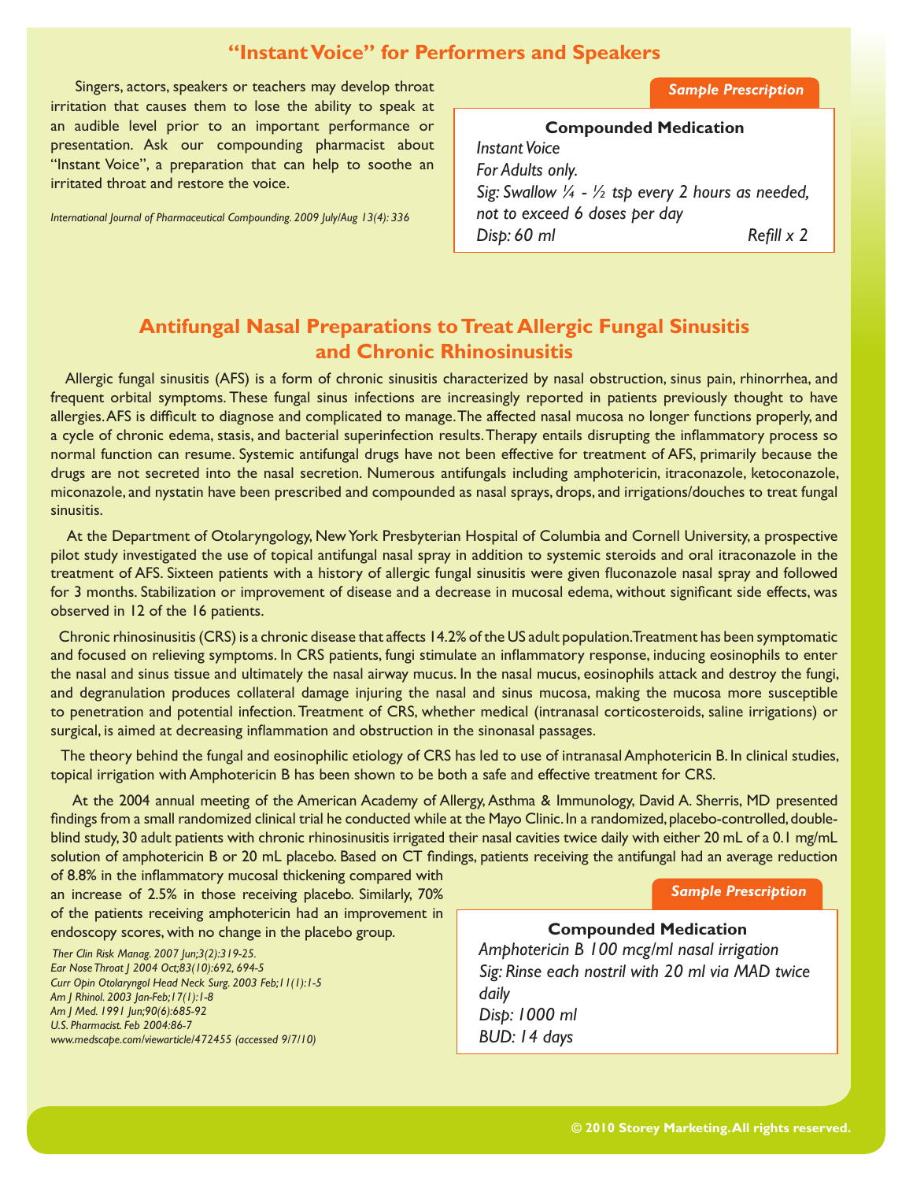## "Instant Voice" for Performers and Speakers

Singers, actors, speakers or teachers may develop throat irritation that causes them to lose the ability to speak at an audible level prior to an important performance or presentation. Ask our compounding pharmacist about "Instant Voice", a preparation that can help to soothe an irritated throat and restore the voice.

*International Journal of Pharmaceutical Compounding. 2009 July/Aug 13(4): 336*

**Sample Prescription**

**Compounded Medication**
*Instant Voice*
*For Adults only.*
*Sig: Swallow ¼ - ½ tsp every 2 hours as needed, not to exceed 6 doses per day*
*Disp: 60 ml* *Refill x 2*

## Antifungal Nasal Preparations to Treat Allergic Fungal Sinusitis and Chronic Rhinosinusitis

Allergic fungal sinusitis (AFS) is a form of chronic sinusitis characterized by nasal obstruction, sinus pain, rhinorrhea, and frequent orbital symptoms. These fungal sinus infections are increasingly reported in patients previously thought to have allergies. AFS is difficult to diagnose and complicated to manage. The affected nasal mucosa no longer functions properly, and a cycle of chronic edema, stasis, and bacterial superinfection results. Therapy entails disrupting the inflammatory process so normal function can resume. Systemic antifungal drugs have not been effective for treatment of AFS, primarily because the drugs are not secreted into the nasal secretion. Numerous antifungals including amphotericin, itraconazole, ketoconazole, miconazole, and nystatin have been prescribed and compounded as nasal sprays, drops, and irrigations/douches to treat fungal sinusitis.

At the Department of Otolaryngology, New York Presbyterian Hospital of Columbia and Cornell University, a prospective pilot study investigated the use of topical antifungal nasal spray in addition to systemic steroids and oral itraconazole in the treatment of AFS. Sixteen patients with a history of allergic fungal sinusitis were given fluconazole nasal spray and followed for 3 months. Stabilization or improvement of disease and a decrease in mucosal edema, without significant side effects, was observed in 12 of the 16 patients.

Chronic rhinosinusitis (CRS) is a chronic disease that affects 14.2% of the US adult population. Treatment has been symptomatic and focused on relieving symptoms. In CRS patients, fungi stimulate an inflammatory response, inducing eosinophils to enter the nasal and sinus tissue and ultimately the nasal airway mucus. In the nasal mucus, eosinophils attack and destroy the fungi, and degranulation produces collateral damage injuring the nasal and sinus mucosa, making the mucosa more susceptible to penetration and potential infection. Treatment of CRS, whether medical (intranasal corticosteroids, saline irrigations) or surgical, is aimed at decreasing inflammation and obstruction in the sinonasal passages.

The theory behind the fungal and eosinophilic etiology of CRS has led to use of intranasal Amphotericin B. In clinical studies, topical irrigation with Amphotericin B has been shown to be both a safe and effective treatment for CRS.

At the 2004 annual meeting of the American Academy of Allergy, Asthma & Immunology, David A. Sherris, MD presented findings from a small randomized clinical trial he conducted while at the Mayo Clinic. In a randomized, placebo-controlled, double-blind study, 30 adult patients with chronic rhinosinusitis irrigated their nasal cavities twice daily with either 20 mL of a 0.1 mg/mL solution of amphotericin B or 20 mL placebo. Based on CT findings, patients receiving the antifungal had an average reduction of 8.8% in the inflammatory mucosal thickening compared with an increase of 2.5% in those receiving placebo. Similarly, 70% of the patients receiving amphotericin had an improvement in endoscopy scores, with no change in the placebo group.

*Ther Clin Risk Manag. 2007 Jun;3(2):319-25.*
*Ear Nose Throat J 2004 Oct;83(10):692, 694-5*
*Curr Opin Otolaryngol Head Neck Surg. 2003 Feb;11(1):1-5*
*Am J Rhinol. 2003 Jan-Feb;17(1):1-8*
*Am J Med. 1991 Jun;90(6):685-92*
*U.S. Pharmacist. Feb 2004:86-7*
*www.medscape.com/viewarticle/472455 (accessed 9/7/10)*

**Sample Prescription**

**Compounded Medication**
*Amphotericin B 100 mcg/ml nasal irrigation*
*Sig: Rinse each nostril with 20 ml via MAD twice daily*
*Disp: 1000 ml*
*BUD: 14 days*

© 2010 Storey Marketing. All rights reserved.